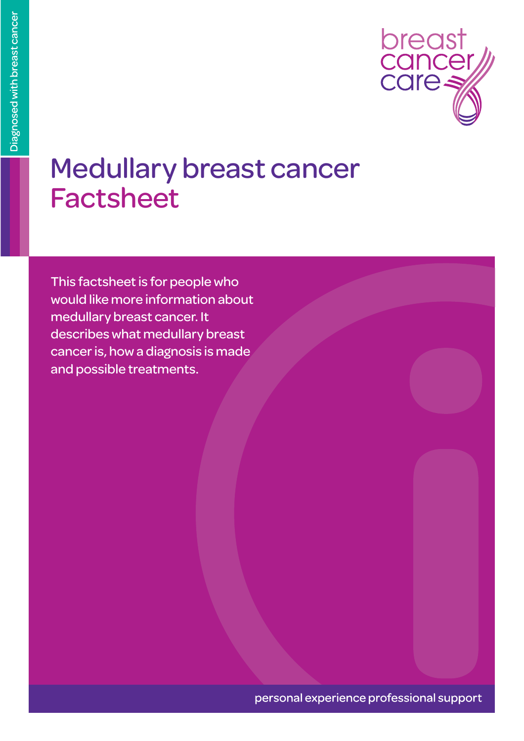Diagnosed with breast cancer

breast cancer care

# Medullary breast cancer Factsheet

This factsheet is for people who would like more information about medullary breast cancer. It describes what medullary breast cancer is, how a diagnosis is made and possible treatments.

personal experience professional support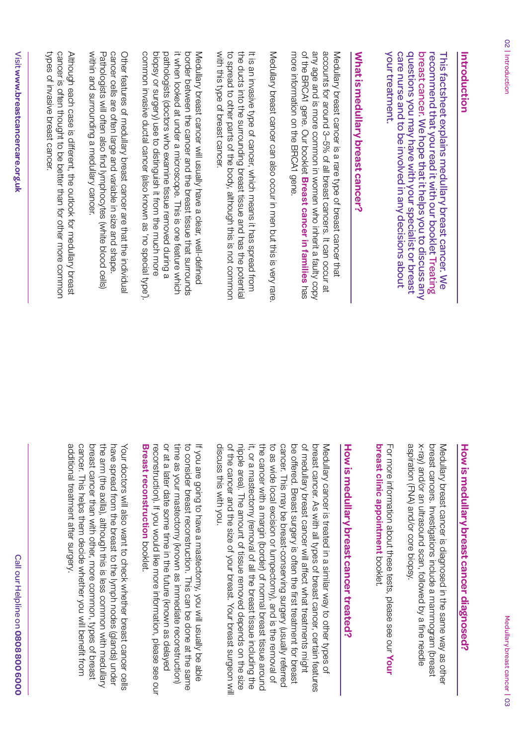## Introduction

**This factsheet explains medullary breast cancer. We recommend that you read it with our booklet Treating breast cancer. We hope that it helps you to discuss any questions you may have with your specialist or breast care nurse and to be involved in any decisions about your treatment.**

## What is medullary breast cancer?

Medullary breast cancer is a rare type of breast cancer that accounts for around 3–5% of all breast cancers. It can occur at any age and is more common in women who inherit a faulty copy of the BRCA1 gene. Our booklet **Breast cancer in families** has more information on the BRCA1 gene.

Medullary breast cancer can also occur in men but this is very rare.

It is an invasive type of cancer, which means it has spread from the ducts into the surrounding breast tissue and has the potential to spread to other parts of the body, although this is not common with this type of breast cancer.

Medullary breast cancer will usually have a clear, well-defined border between the cancer and the breast tissue that surrounds it when looked at under a microscope. This is one feature which pathologists (doctors who examine tissue removed during a biopsy or surgery) use to distinguish it from the much more common invasive ductal cancer (also known as 'no special type').

Other features of medullary breast cancer are that the individual cancer cells are often large and variable in size and shape. Pathologists will often also find lymphocytes (white blood cells) within and surrounding a medullary cancer.

Although each case is different, the outlook for medullary breast cancer is often thought to be better than for other more common types of invasive breast cancer.

## How is medullary breast cancer diagnosed?

Medullary breast cancer is diagnosed in the same way as other breast cancers. Investigations include a mammogram (breast x-ray) and/or an ultrasound scan, followed by a fine needle aspiration (FNA) and/or core biopsy.

For more information about these tests, please see our **Your breast clinic appointment** booklet.

## How is medullary breast cancer treated?

Medullary cancer is treated in a similar way to other types of breast cancer. As with all types of breast cancer, certain features of medullary breast cancer will affect what treatments might be offered. Breast surgery is often the first treatment for breast cancer. This may be breast-conserving surgery (usually referred to as wide local excision or lumpectomy), and is the removal of the cancer with a margin (border) of normal breast tissue around it, or a mastectomy (removal of all the breast tissue including the nipple area). The amount of tissue removed depends on the size of the cancer and the size of your breast. Your breast surgeon will discuss this with you.

If you are going to have a mastectomy, you will usually be able to consider breast reconstruction. This can be done at the same time as your mastectomy (known as immediate reconstruction) or at a later date some time in the future (known as delayed reconstruction). If you would like more information, please see our **Breast reconstruction** booklet.

Your doctors will also want to check whether breast cancer cells have spread from the breast to the lymph nodes (glands) under the arm (the axilla), although this is less common with medullary breast cancer than with other, more common, types of breast cancer. This helps them decide whether you will benefit from additional treatment after surgery.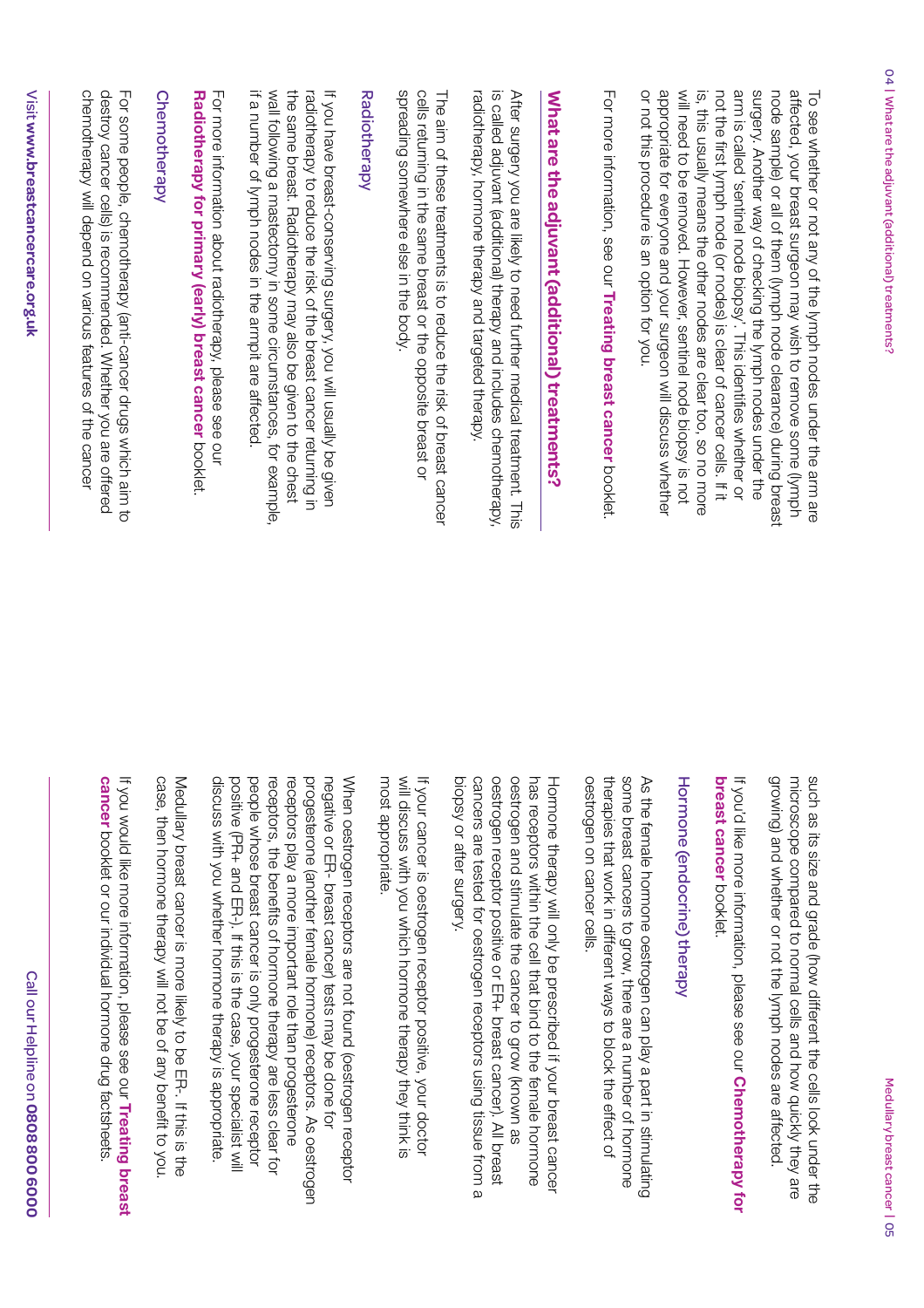To see whether or not any of the lymph nodes under the arm are affected, your breast surgeon may wish to remove some (lymph node sample) or all of them (lymph node clearance) during breast surgery. Another way of checking the lymph nodes under the arm is called 'sentinel node biopsy'. This identifies whether or not the first lymph node (or nodes) is clear of cancer cells. If it is, this usually means the other nodes are clear too, so no more will need to be removed. However, sentinel node biopsy is not appropriate for everyone and your surgeon will discuss whether or not this procedure is an option for you.

For more information, see our **Treating breast cancer** booklet.

## What are the adjuvant (additional) treatments?

After surgery you are likely to need further medical treatment. This is called adjuvant (additional) therapy and includes chemotherapy, radiotherapy, hormone therapy and targeted therapy.

The aim of these treatments is to reduce the risk of breast cancer cells returning in the same breast or the opposite breast or spreading somewhere else in the body.

### Radiotherapy

If you have breast-conserving surgery, you will usually be given radiotherapy to reduce the risk of the breast cancer returning in the same breast. Radiotherapy may also be given to the chest wall following a mastectomy in some circumstances, for example, if a number of lymph nodes in the armpit are affected.

For more information about radiotherapy, please see our **Radiotherapy for primary (early) breast cancer** booklet.

### Chemotherapy

For some people, chemotherapy (anti-cancer drugs which aim to destroy cancer cells) is recommended. Whether you are offered chemotherapy will depend on various features of the cancer such as its size and grade (how different the cells look under the microscope compared to normal cells and how quickly they are growing) and whether or not the lymph nodes are affected.

If you'd like more information, please see our **Chemotherapy for breast cancer** booklet.

### Hormone (endocrine) therapy

As the female hormone oestrogen can play a part in stimulating some breast cancers to grow, there are a number of hormone therapies that work in different ways to block the effect of oestrogen on cancer cells.

Hormone therapy will only be prescribed if your breast cancer has receptors within the cell that bind to the female hormone oestrogen and stimulate the cancer to grow (known as oestrogen receptor positive or ER+ breast cancer). All breast cancers are tested for oestrogen receptors using tissue from a biopsy or after surgery.

If your cancer is oestrogen receptor positive, your doctor will discuss with you which hormone therapy they think is most appropriate.

When oestrogen receptors are not found (oestrogen receptor negative or ER- breast cancer) tests may be done for progesterone (another female hormone) receptors. As oestrogen receptors play a more important role than progesterone receptors, the benefits of hormone therapy are less clear for people whose breast cancer is only progesterone receptor positive (PR+ and ER-). If this is the case, your specialist will discuss with you whether hormone therapy is appropriate.

Medullary breast cancer is more likely to be ER-. If this is the case, then hormone therapy will not be of any benefit to you.

If you would like more information, please see our **Treating breast cancer** booklet or our individual hormone drug factsheets.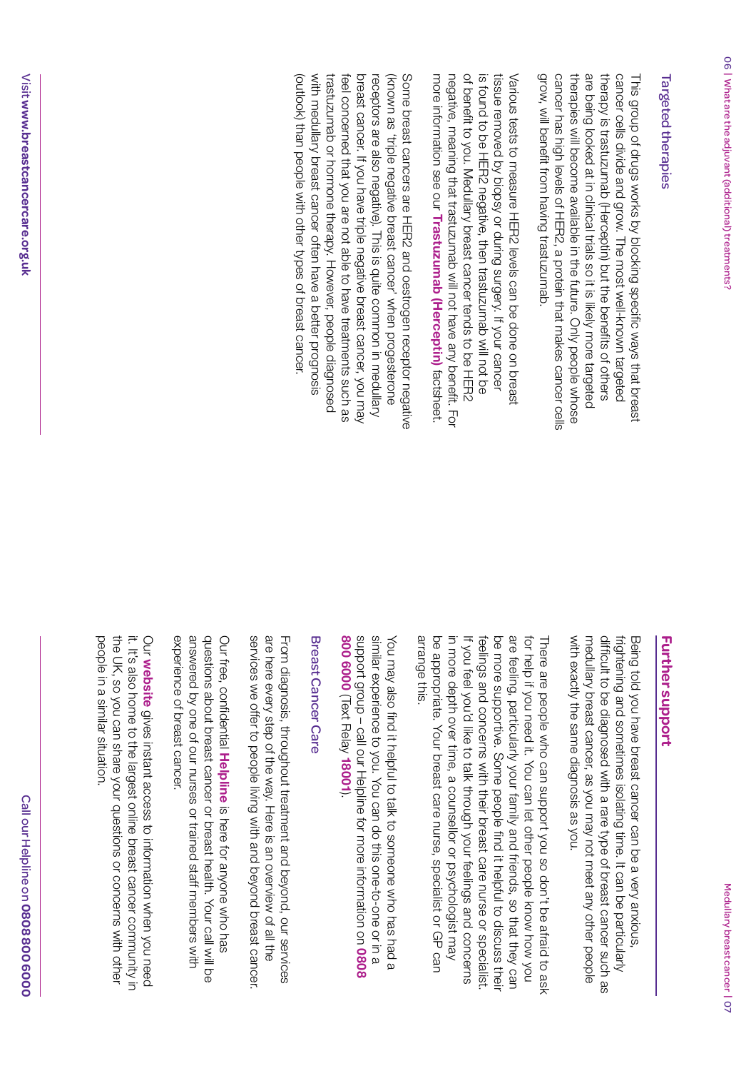### Targeted therapies

This group of drugs works by blocking specific ways that breast cancer cells divide and grow. The most well-known targeted therapy is trastuzumab (Herceptin) but the benefits of others are being looked at in clinical trials so it is likely more targeted therapies will become available in the future. Only people whose cancer has high levels of HER2, a protein that makes cancer cells grow, will benefit from having trastuzumab.

Various tests to measure HER2 levels can be done on breast tissue removed by biopsy or during surgery. If your cancer is found to be HER2 negative, then trastuzumab will not be of benefit to you. Medullary breast cancer tends to be HER2 negative, meaning that trastuzumab will not have any benefit. For more information see our **Trastuzumab (Herceptin)** factsheet.

Some breast cancers are HER2 and oestrogen receptor negative (known as 'triple negative breast cancer' when progesterone receptors are also negative). This is quite common in medullary breast cancer. If you have triple negative breast cancer, you may feel concerned that you are not able to have treatments such as trastuzumab or hormone therapy. However, people diagnosed with medullary breast cancer often have a better prognosis (outlook) than people with other types of breast cancer.

## Further support

Being told you have breast cancer can be a very anxious, frightening and sometimes isolating time. It can be particularly difficult to be diagnosed with a rare type of breast cancer such as medullary breast cancer, as you may not meet any other people with exactly the same diagnosis as you.

There are people who can support you so don't be afraid to ask for help if you need it. You can let other people know how you are feeling, particularly your family and friends, so that they can be more supportive. Some people find it helpful to discuss their feelings and concerns with their breast care nurse or specialist. If you feel you'd like to talk through your feelings and concerns in more depth over time, a counsellor or psychologist may be appropriate. Your breast care nurse, specialist or GP can arrange this.

You may also find it helpful to talk to someone who has had a similar experience to you. You can do this one-to-one or in a support group – call our Helpline for more information on **0808 800 6000** (Text Relay **18001**).

### Breast Cancer Care

From diagnosis, throughout treatment and beyond, our services are here every step of the way. Here is an overview of all the services we offer to people living with and beyond breast cancer.

Our free, confidential **Helpline** is here for anyone who has questions about breast cancer or breast health. Your call will be answered by one of our nurses or trained staff members with experience of breast cancer.

Our **website** gives instant access to information when you need it. It's also home to the largest online breast cancer community in the UK, so you can share your questions or concerns with other people in a similar situation.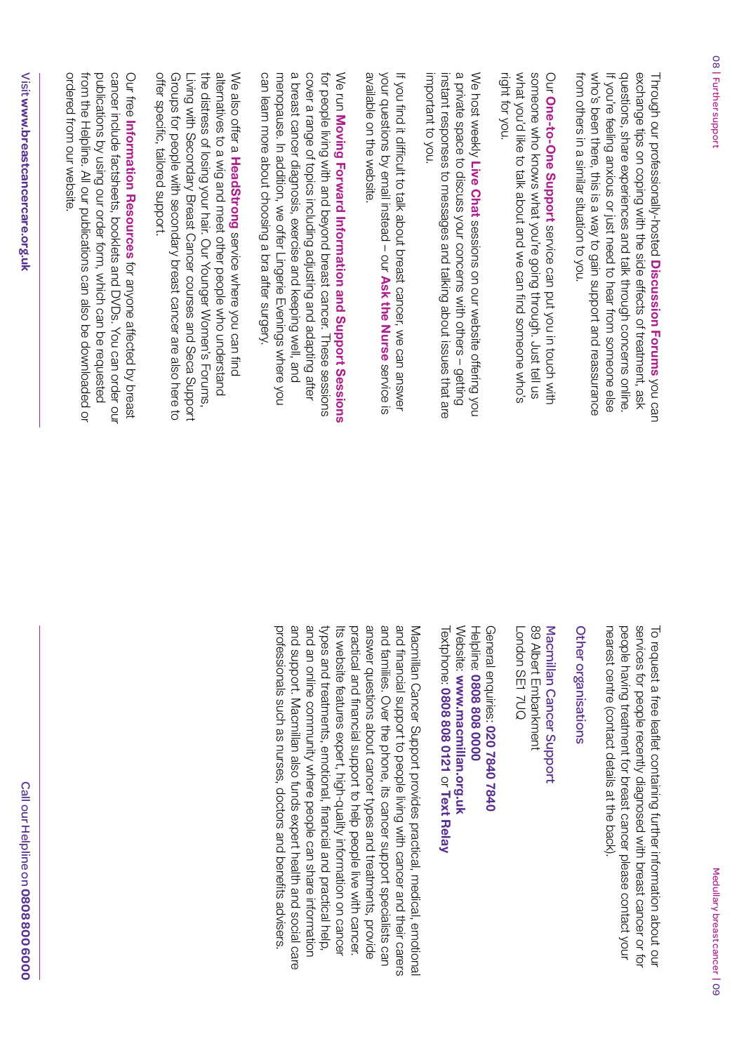Through our professionally-hosted **Discussion Forums** you can exchange tips on coping with the side effects of treatment, ask questions, share experiences and talk through concerns online. If you're feeling anxious or just need to hear from someone else who's been there, this is a way to gain support and reassurance from others in a similar situation to you.

Our **One-to-One Support** service can put you in touch with someone who knows what you're going through. Just tell us what you'd like to talk about and we can find someone who's right for you.

We host weekly **Live Chat** sessions on our website offering you a private space to discuss your concerns with others – getting instant responses to messages and talking about issues that are important to you.

If you find it difficult to talk about breast cancer, we can answer your questions by email instead – our **Ask the Nurse** service is available on the website.

We run **Moving Forward Information and Support Sessions** for people living with and beyond breast cancer. These sessions cover a range of topics including adjusting and adapting after a breast cancer diagnosis, exercise and keeping well, and menopause. In addition, we offer Lingerie Evenings where you can learn more about choosing a bra after surgery.

We also offer a **HeadStrong** service where you can find alternatives to a wig and meet other people who understand the distress of losing your hair. Our Younger Women's Forums, Living with Secondary Breast Cancer courses and Seca Support Groups for people with secondary breast cancer are also here to offer specific, tailored support.

Our free **Information Resources** for anyone affected by breast cancer include factsheets, booklets and DVDs. You can order our publications by using our order form, which can be requested from the Helpline. All our publications can also be downloaded or ordered from our website.

To request a free leaflet containing further information about our services for people recently diagnosed with breast cancer or for people having treatment for breast cancer please contact your nearest centre (contact details at the back).

## Other organisations

### Macmillan Cancer Support

89 Albert Embankment
London SE1 7UQ

General enquiries: **020 7840 7840**
Helpline: **0808 808 0000**
Website: **www.macmillan.org.uk**
Textphone: **0808 808 0121** or **Text Relay**

Macmillan Cancer Support provides practical, medical, emotional and financial support to people living with cancer and their carers and families. Over the phone, its cancer support specialists can answer questions about cancer types and treatments, provide practical and financial support to help people live with cancer. Its website features expert, high-quality information on cancer types and treatments, emotional, financial and practical help, and an online community where people can share information and support. Macmillan also funds expert health and social care professionals such as nurses, doctors and benefits advisers.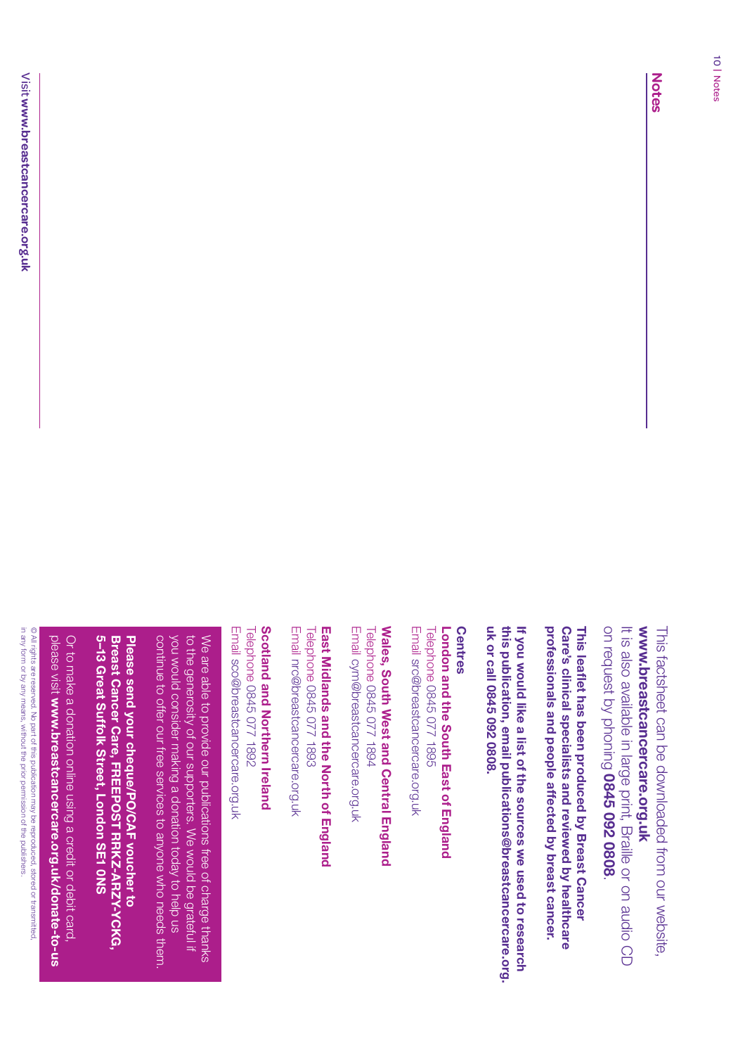## Notes

Visit **www.breastcancercare.org.uk**

This factsheet can be downloaded from our website, **www.breastcancercare.org.uk**
It is also available in large print, Braille or on audio CD on request by phoning **0845 092 0808**.

**This leaflet has been produced by Breast Cancer Care's clinical specialists and reviewed by healthcare professionals and people affected by breast cancer.**

**If you would like a list of the sources we used to research this publication, email publications@breastcancercare.org.uk or call 0845 092 0808.**

**Centres**

**London and the South East of England**
Telephone 0845 077 1895
Email src@breastcancercare.org.uk

**Wales, South West and Central England**
Telephone 0845 077 1894
Email cym@breastcancercare.org.uk

**East Midlands and the North of England**
Telephone 0845 077 1893
Email nrc@breastcancercare.org.uk

**Scotland and Northern Ireland**
Telephone 0845 077 1892
Email sco@breastcancercare.org.uk

We are able to provide our publications free of charge thanks to the generosity of our supporters. We would be grateful if you would consider making a donation today to help us continue to offer our free services to anyone who needs them.

**Please send your cheque/PO/CAF voucher to Breast Cancer Care, FREEPOST RRKZ-ARZY-YCKG, 5–13 Great Suffolk Street, London SE1 0NS**

Or to make a donation online using a credit or debit card, please visit **www.breastcancercare.org.uk/donate-to-us**

© All rights are reserved. No part of this publication may be reproduced, stored or transmitted, in any form or by any means, without the prior permission of the publishers.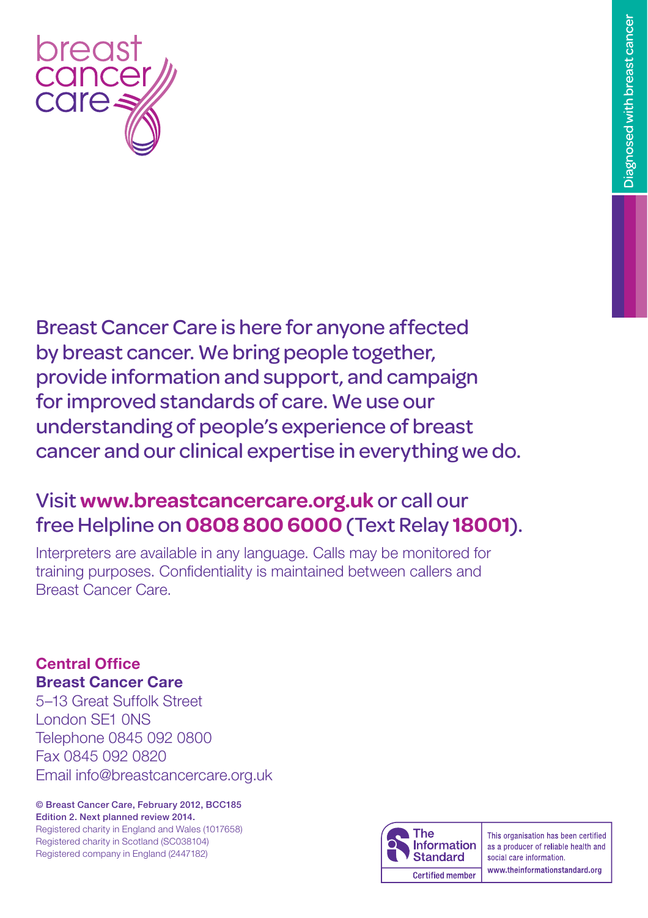breast cancer care

Diagnosed with breast cancer

Breast Cancer Care is here for anyone affected by breast cancer. We bring people together, provide information and support, and campaign for improved standards of care. We use our understanding of people's experience of breast cancer and our clinical expertise in everything we do.

Visit **www.breastcancercare.org.uk** or call our free Helpline on **0808 800 6000** (Text Relay **18001**).

Interpreters are available in any language. Calls may be monitored for training purposes. Confidentiality is maintained between callers and Breast Cancer Care.

**Central Office**
**Breast Cancer Care**
5–13 Great Suffolk Street
London SE1 0NS
Telephone 0845 092 0800
Fax 0845 092 0820
Email info@breastcancercare.org.uk

**© Breast Cancer Care, February 2012, BCC185**
**Edition 2. Next planned review 2014.**
Registered charity in England and Wales (1017658)
Registered charity in Scotland (SC038104)
Registered company in England (2447182)

The Information Standard
Certified member

This organisation has been certified as a producer of reliable health and social care information.
www.theinformationstandard.org